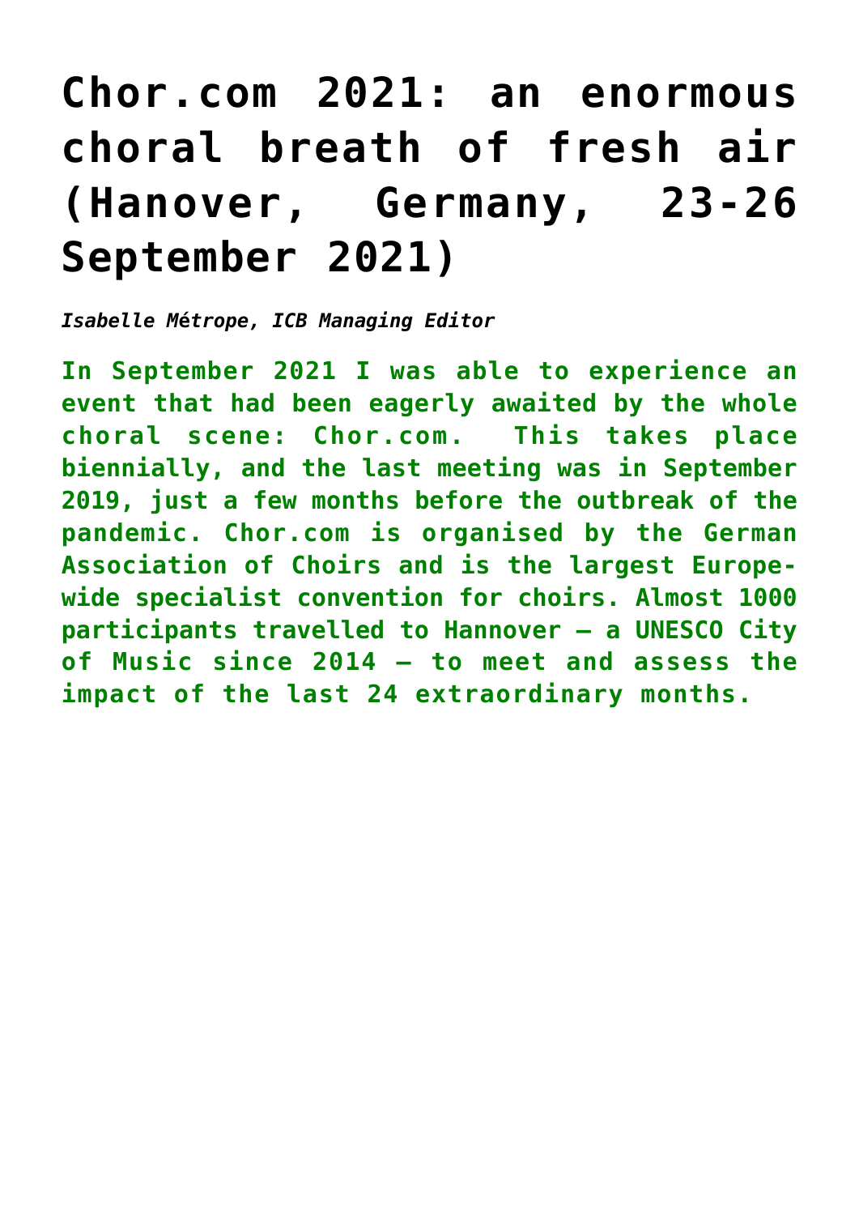# Chor.com 2021: an enormous choral breath of fresh air (Hanover, Germany, 23-26 September 2021)

*Isabelle Métrope, ICB Managing Editor*

**In September 2021 I was able to experience an event that had been eagerly awaited by the whole choral scene: Chor.com. This takes place biennially, and the last meeting was in September 2019, just a few months before the outbreak of the pandemic. Chor.com is organised by the German Association of Choirs and is the largest Europe-wide specialist convention for choirs. Almost 1000 participants travelled to Hannover – a UNESCO City of Music since 2014 – to meet and assess the impact of the last 24 extraordinary months.**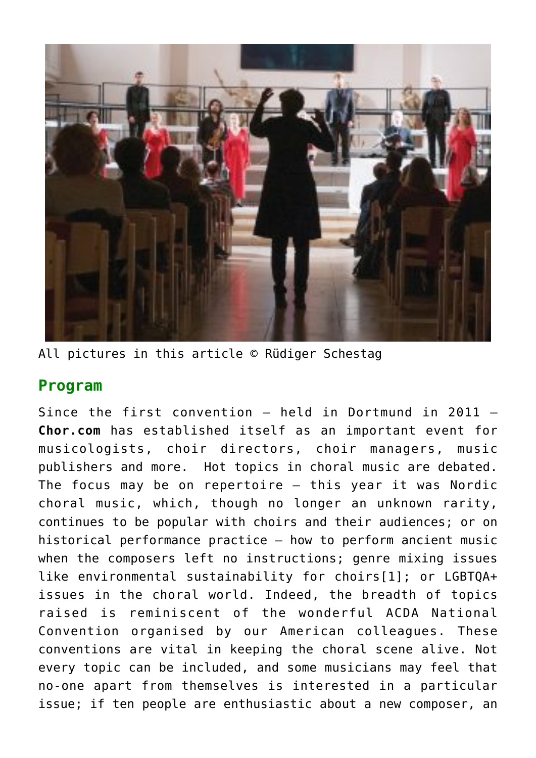All pictures in this article © Rüdiger Schestag

## Program

Since the first convention – held in Dortmund in 2011 – **Chor.com** has established itself as an important event for musicologists, choir directors, choir managers, music publishers and more.  Hot topics in choral music are debated. The focus may be on repertoire – this year it was Nordic choral music, which, though no longer an unknown rarity, continues to be popular with choirs and their audiences; or on historical performance practice – how to perform ancient music when the composers left no instructions; genre mixing issues like environmental sustainability for choirs[1]; or LGBTQA+ issues in the choral world. Indeed, the breadth of topics raised is reminiscent of the wonderful ACDA National Convention organised by our American colleagues. These conventions are vital in keeping the choral scene alive. Not every topic can be included, and some musicians may feel that no-one apart from themselves is interested in a particular issue; if ten people are enthusiastic about a new composer, an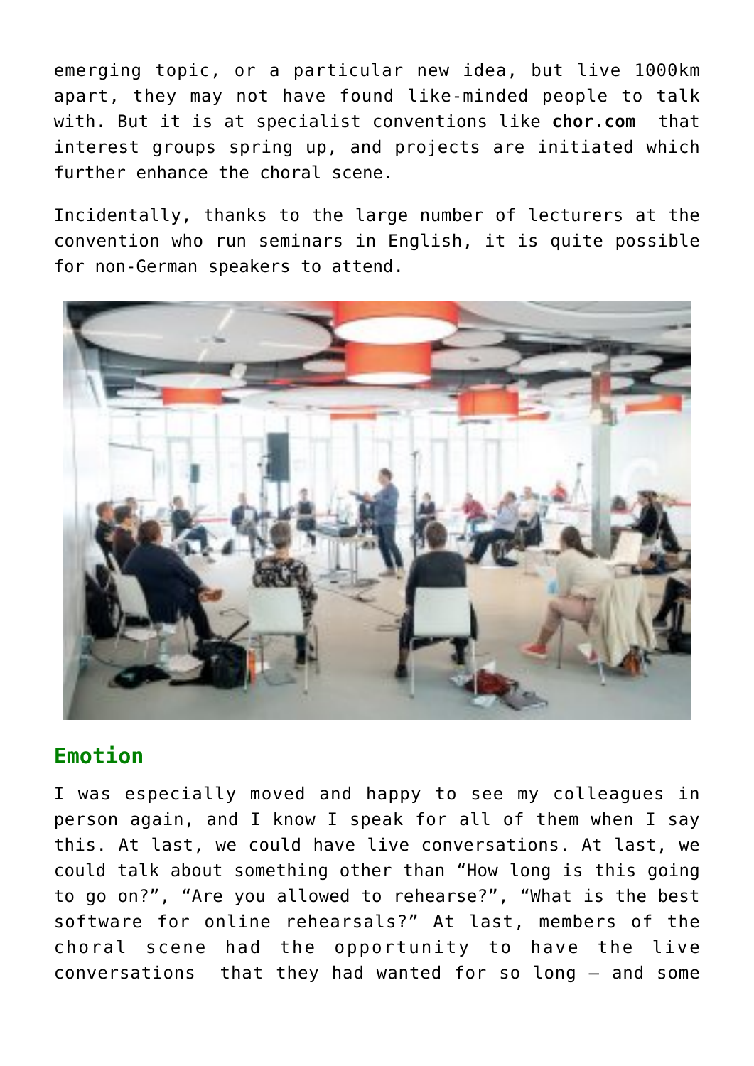emerging topic, or a particular new idea, but live 1000km apart, they may not have found like-minded people to talk with. But it is at specialist conventions like **chor.com** that interest groups spring up, and projects are initiated which further enhance the choral scene.

Incidentally, thanks to the large number of lecturers at the convention who run seminars in English, it is quite possible for non-German speakers to attend.

## Emotion

I was especially moved and happy to see my colleagues in person again, and I know I speak for all of them when I say this. At last, we could have live conversations. At last, we could talk about something other than "How long is this going to go on?", "Are you allowed to rehearse?", "What is the best software for online rehearsals?" At last, members of the choral scene had the opportunity to have the live conversations that they had wanted for so long – and some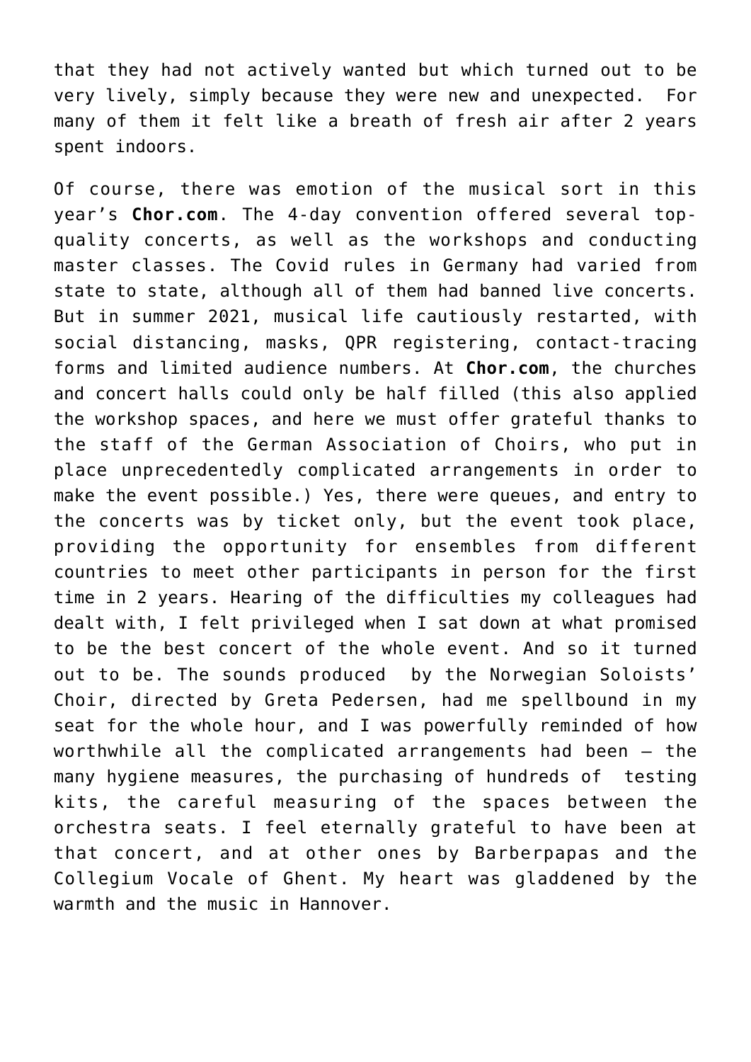that they had not actively wanted but which turned out to be very lively, simply because they were new and unexpected. For many of them it felt like a breath of fresh air after 2 years spent indoors.

Of course, there was emotion of the musical sort in this year's **Chor.com**. The 4-day convention offered several top-quality concerts, as well as the workshops and conducting master classes. The Covid rules in Germany had varied from state to state, although all of them had banned live concerts. But in summer 2021, musical life cautiously restarted, with social distancing, masks, QPR registering, contact-tracing forms and limited audience numbers. At **Chor.com**, the churches and concert halls could only be half filled (this also applied the workshop spaces, and here we must offer grateful thanks to the staff of the German Association of Choirs, who put in place unprecedentedly complicated arrangements in order to make the event possible.) Yes, there were queues, and entry to the concerts was by ticket only, but the event took place, providing the opportunity for ensembles from different countries to meet other participants in person for the first time in 2 years. Hearing of the difficulties my colleagues had dealt with, I felt privileged when I sat down at what promised to be the best concert of the whole event. And so it turned out to be. The sounds produced by the Norwegian Soloists' Choir, directed by Greta Pedersen, had me spellbound in my seat for the whole hour, and I was powerfully reminded of how worthwhile all the complicated arrangements had been – the many hygiene measures, the purchasing of hundreds of testing kits, the careful measuring of the spaces between the orchestra seats. I feel eternally grateful to have been at that concert, and at other ones by Barberpapas and the Collegium Vocale of Ghent. My heart was gladdened by the warmth and the music in Hannover.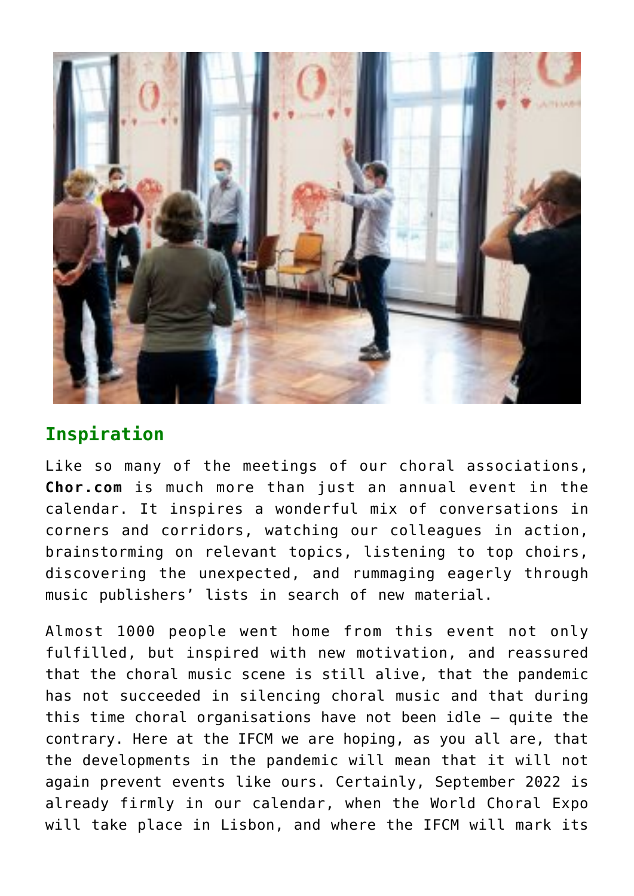## Inspiration

Like so many of the meetings of our choral associations, **Chor.com** is much more than just an annual event in the calendar. It inspires a wonderful mix of conversations in corners and corridors, watching our colleagues in action, brainstorming on relevant topics, listening to top choirs, discovering the unexpected, and rummaging eagerly through music publishers' lists in search of new material.

Almost 1000 people went home from this event not only fulfilled, but inspired with new motivation, and reassured that the choral music scene is still alive, that the pandemic has not succeeded in silencing choral music and that during this time choral organisations have not been idle – quite the contrary. Here at the IFCM we are hoping, as you all are, that the developments in the pandemic will mean that it will not again prevent events like ours. Certainly, September 2022 is already firmly in our calendar, when the World Choral Expo will take place in Lisbon, and where the IFCM will mark its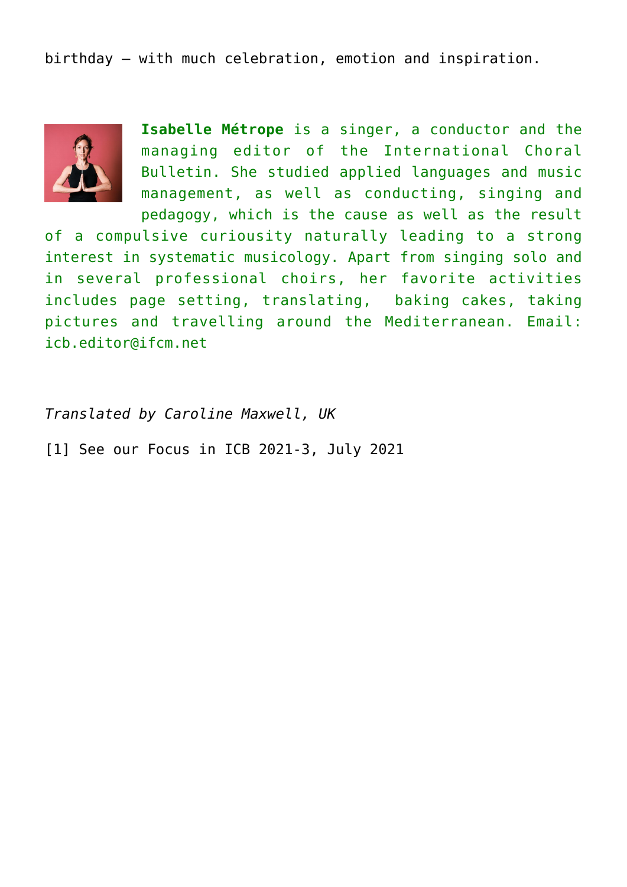birthday – with much celebration, emotion and inspiration.

**Isabelle Métrope** is a singer, a conductor and the managing editor of the International Choral Bulletin. She studied applied languages and music management, as well as conducting, singing and pedagogy, which is the cause as well as the result of a compulsive curiousity naturally leading to a strong interest in systematic musicology. Apart from singing solo and in several professional choirs, her favorite activities includes page setting, translating,  baking cakes, taking pictures and travelling around the Mediterranean. Email: icb.editor@ifcm.net

*Translated by Caroline Maxwell, UK*

[1] See our Focus in ICB 2021-3, July 2021